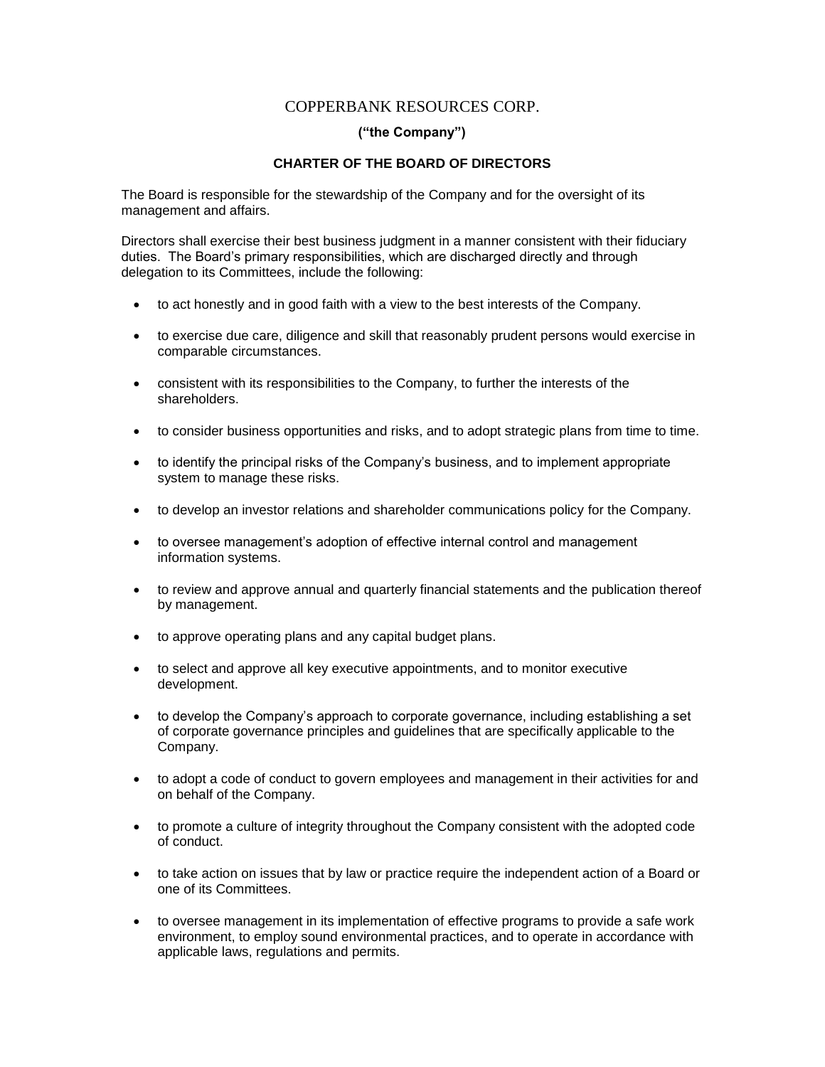# COPPERBANK RESOURCES CORP.

**("the Company")**

## CHARTER OF THE BOARD OF DIRECTORS

The Board is responsible for the stewardship of the Company and for the oversight of its management and affairs.

Directors shall exercise their best business judgment in a manner consistent with their fiduciary duties. The Board's primary responsibilities, which are discharged directly and through delegation to its Committees, include the following:

- to act honestly and in good faith with a view to the best interests of the Company.
- to exercise due care, diligence and skill that reasonably prudent persons would exercise in comparable circumstances.
- consistent with its responsibilities to the Company, to further the interests of the shareholders.
- to consider business opportunities and risks, and to adopt strategic plans from time to time.
- to identify the principal risks of the Company's business, and to implement appropriate system to manage these risks.
- to develop an investor relations and shareholder communications policy for the Company.
- to oversee management's adoption of effective internal control and management information systems.
- to review and approve annual and quarterly financial statements and the publication thereof by management.
- to approve operating plans and any capital budget plans.
- to select and approve all key executive appointments, and to monitor executive development.
- to develop the Company's approach to corporate governance, including establishing a set of corporate governance principles and guidelines that are specifically applicable to the Company.
- to adopt a code of conduct to govern employees and management in their activities for and on behalf of the Company.
- to promote a culture of integrity throughout the Company consistent with the adopted code of conduct.
- to take action on issues that by law or practice require the independent action of a Board or one of its Committees.
- to oversee management in its implementation of effective programs to provide a safe work environment, to employ sound environmental practices, and to operate in accordance with applicable laws, regulations and permits.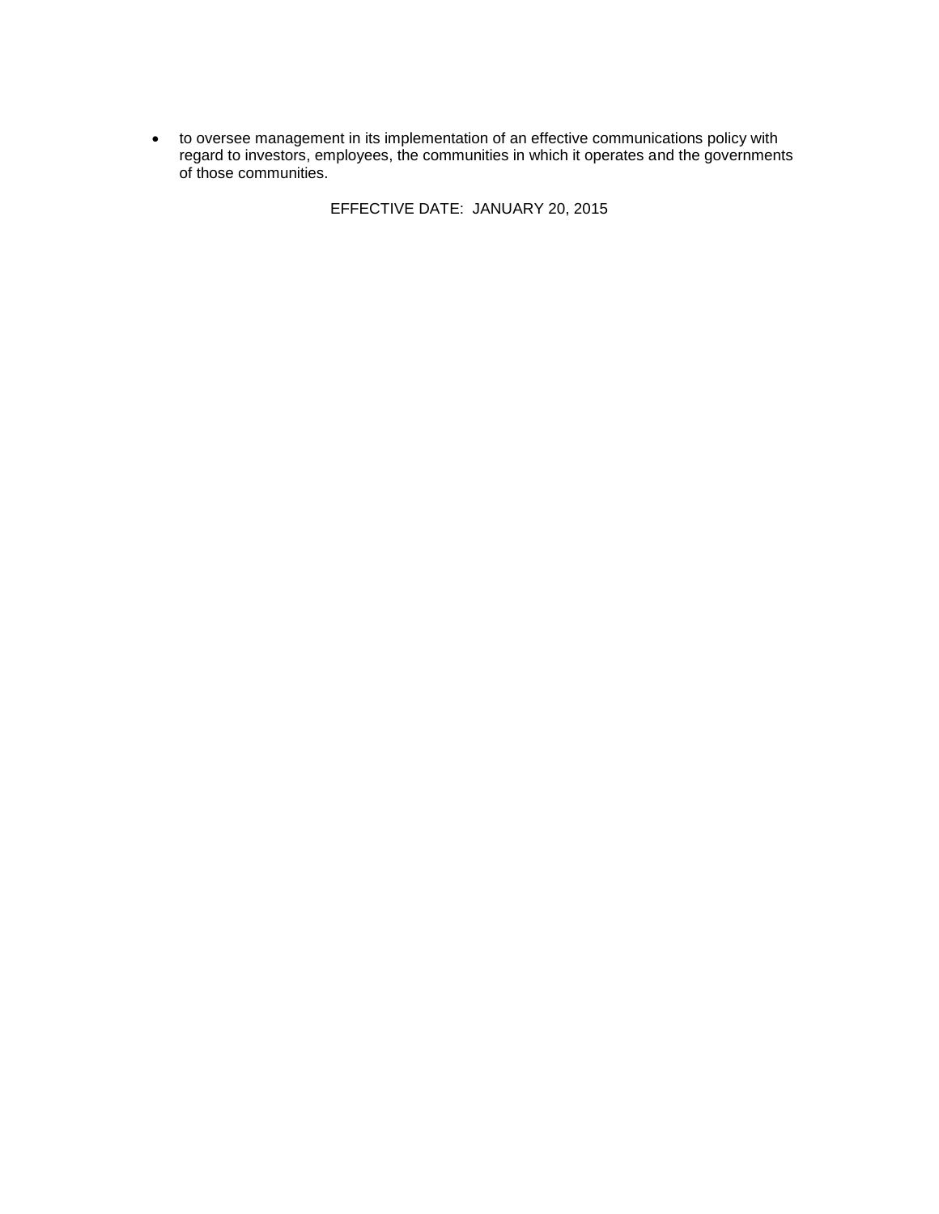- to oversee management in its implementation of an effective communications policy with regard to investors, employees, the communities in which it operates and the governments of those communities.

EFFECTIVE DATE: JANUARY 20, 2015